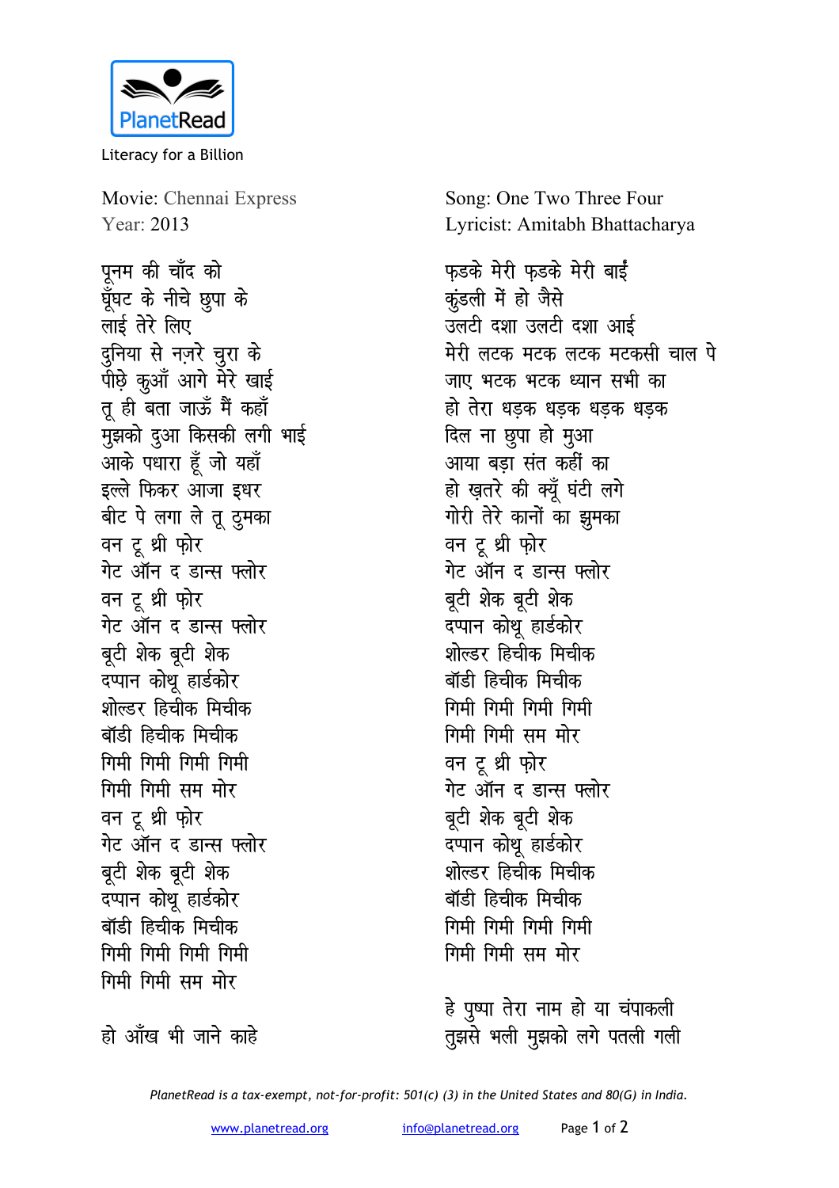PlanetRead

Literacy for a Billion

Movie: Chennai Express
Year: 2013

Song: One Two Three Four
Lyricist: Amitabh Bhattacharya

पूनम की चाँद को
घूँघट के नीचे छुपा के
लाई तेरे लिए
दुनिया से नज़रे चुरा के
पीछे कुआँ आगे मेरे खाई
तू ही बता जाऊँ मैं कहाँ
मुझको दुआ किसकी लगी भाई
आके पधारा हूँ जो यहाँ
इल्ले फिकर आजा इधर
बीट पे लगा ले तू ठुमका
वन टू थ्री फ़ोर
गेट ऑन द डान्स फ्लोर
वन टू थ्री फ़ोर
गेट ऑन द डान्स फ्लोर
बूटी शेक बूटी शेक
दप्पान कोथू हार्डकोर
शोल्डर हिचीक मिचीक
बॉडी हिचीक मिचीक
गिमी गिमी गिमी गिमी
गिमी गिमी सम मोर
वन टू थ्री फ़ोर
गेट ऑन द डान्स फ्लोर
बूटी शेक बूटी शेक
दप्पान कोथू हार्डकोर
बॉडी हिचीक मिचीक
गिमी गिमी गिमी गिमी
गिमी गिमी सम मोर

हो आँख भी जाने काहे
फ़डके मेरी फ़डके मेरी बाईं
कुंडली में हो जैसे
उलटी दशा उलटी दशा आई
मेरी लटक मटक लटक मटकसी चाल पे
जाए भटक भटक ध्यान सभी का
हो तेरा धड़क धड़क धड़क धड़क
दिल ना छुपा हो मुआ
आया बड़ा संत कहीं का
हो ख़तरे की क्यूँ घंटी लगे
गोरी तेरे कानों का झुमका
वन टू थ्री फ़ोर
गेट ऑन द डान्स फ्लोर
बूटी शेक बूटी शेक
दप्पान कोथू हार्डकोर
शोल्डर हिचीक मिचीक
बॉडी हिचीक मिचीक
गिमी गिमी गिमी गिमी
गिमी गिमी सम मोर
वन टू थ्री फ़ोर
गेट ऑन द डान्स फ्लोर
बूटी शेक बूटी शेक
दप्पान कोथू हार्डकोर
शोल्डर हिचीक मिचीक
बॉडी हिचीक मिचीक
गिमी गिमी गिमी गिमी
गिमी गिमी सम मोर

हे पुष्पा तेरा नाम हो या चंपाकली
तुझसे भली मुझको लगे पतली गली

*PlanetRead is a tax-exempt, not-for-profit: 501(c) (3) in the United States and 80(G) in India.*

www.planetread.org info@planetread.org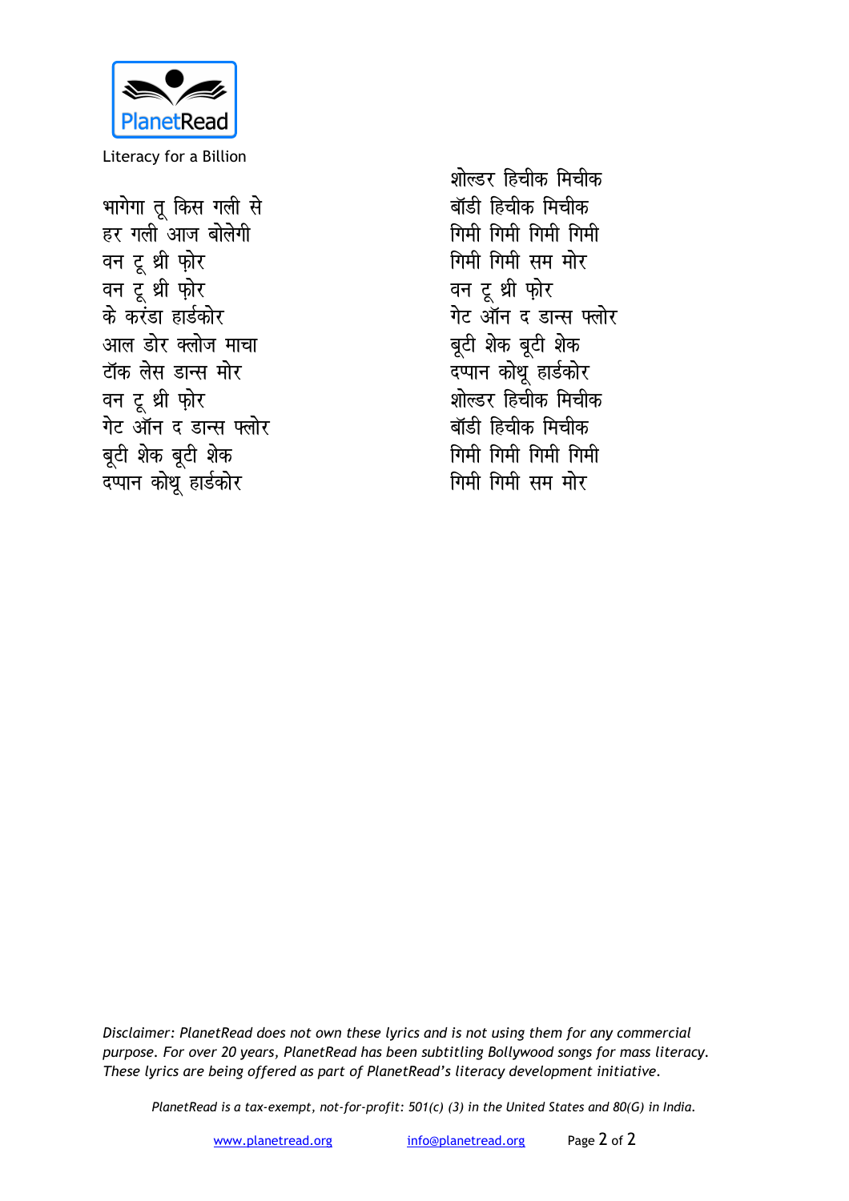PlanetRead

Literacy for a Billion

भागेगा तू किस गली से
हर गली आज बोलेगी
वन टू थ्री फ़ोर
वन टू थ्री फ़ोर
के करंडा हार्डकोर
आल डोर क्लोज माचा
टॉक लेस डान्स मोर
वन टू थ्री फ़ोर
गेट ऑन द डान्स फ्लोर
बूटी शेक बूटी शेक
दप्पान कोथू हार्डकोर

शोल्डर हिचीक मिचीक
बॉडी हिचीक मिचीक
गिमी गिमी गिमी गिमी
गिमी गिमी सम मोर
वन टू थ्री फ़ोर
गेट ऑन द डान्स फ्लोर
बूटी शेक बूटी शेक
दप्पान कोथू हार्डकोर
शोल्डर हिचीक मिचीक
बॉडी हिचीक मिचीक
गिमी गिमी गिमी गिमी
गिमी गिमी सम मोर

*Disclaimer: PlanetRead does not own these lyrics and is not using them for any commercial purpose. For over 20 years, PlanetRead has been subtitling Bollywood songs for mass literacy. These lyrics are being offered as part of PlanetRead's literacy development initiative.*

*PlanetRead is a tax-exempt, not-for-profit: 501(c) (3) in the United States and 80(G) in India.*

www.planetread.org info@planetread.org